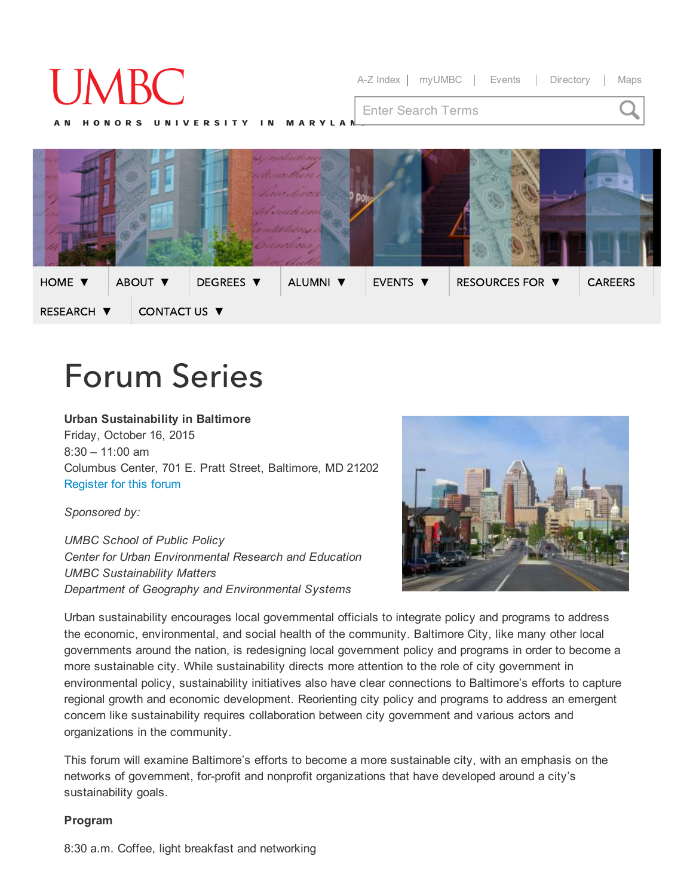UMBC

AN HONORS UNIVERSITY IN MARYLAND

A-Z Index | myUMBC | Events | Directory | Maps

Enter Search Terms

HOME ▼ ABOUT ▼ DEGREES ▼ ALUMNI ▼ EVENTS ▼ RESOURCES FOR ▼ CAREERS RESEARCH ▼ CONTACT US ▼

# Forum Series

**Urban Sustainability in Baltimore**
Friday, October 16, 2015
8:30 – 11:00 am
Columbus Center, 701 E. Pratt Street, Baltimore, MD 21202
Register for this forum

*Sponsored by:*

*UMBC School of Public Policy*
*Center for Urban Environmental Research and Education*
*UMBC Sustainability Matters*
*Department of Geography and Environmental Systems*

Urban sustainability encourages local governmental officials to integrate policy and programs to address the economic, environmental, and social health of the community. Baltimore City, like many other local governments around the nation, is redesigning local government policy and programs in order to become a more sustainable city. While sustainability directs more attention to the role of city government in environmental policy, sustainability initiatives also have clear connections to Baltimore's efforts to capture regional growth and economic development. Reorienting city policy and programs to address an emergent concern like sustainability requires collaboration between city government and various actors and organizations in the community.

This forum will examine Baltimore's efforts to become a more sustainable city, with an emphasis on the networks of government, for-profit and nonprofit organizations that have developed around a city's sustainability goals.

**Program**

8:30 a.m. Coffee, light breakfast and networking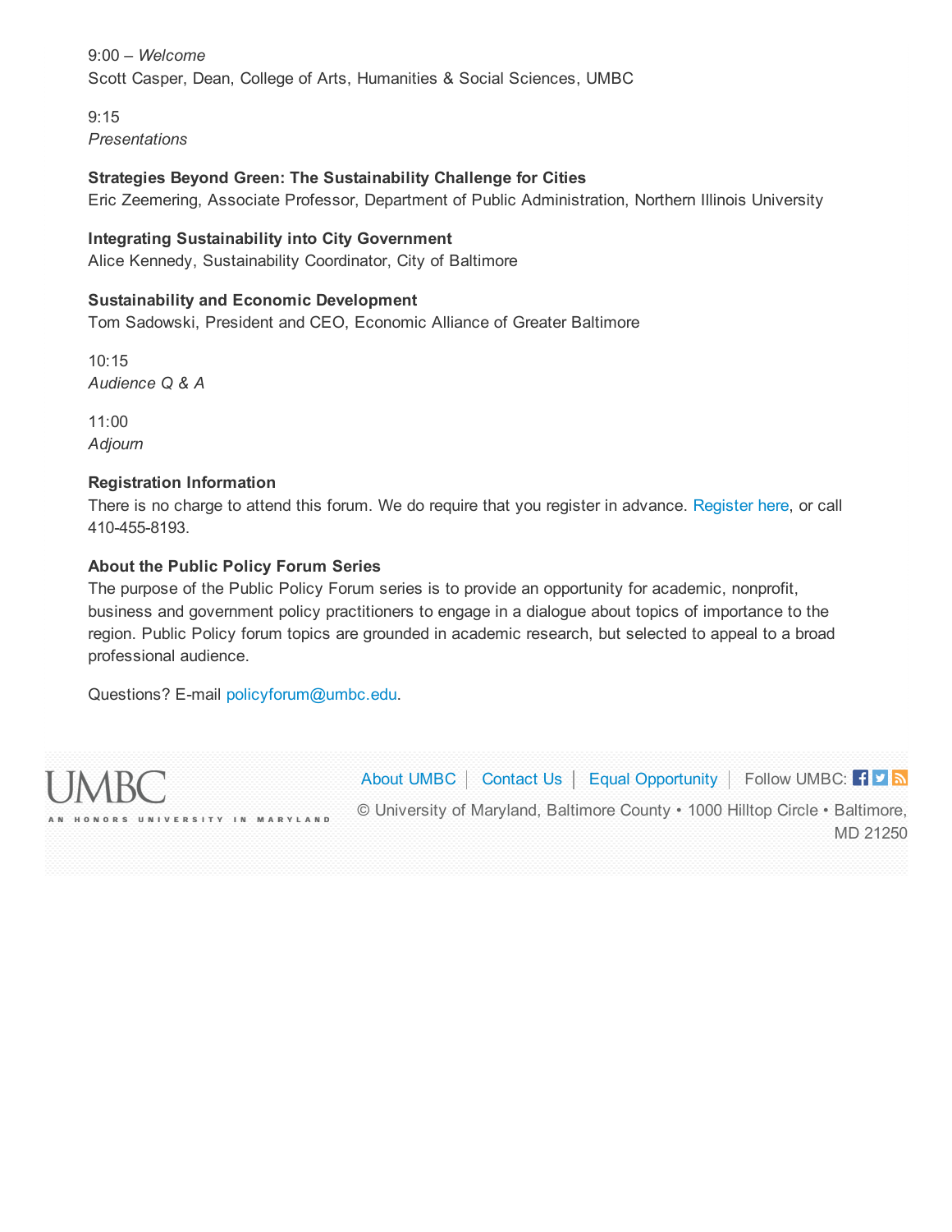9:00 – *Welcome*
Scott Casper, Dean, College of Arts, Humanities & Social Sciences, UMBC

9:15
*Presentations*

**Strategies Beyond Green: The Sustainability Challenge for Cities**
Eric Zeemering, Associate Professor, Department of Public Administration, Northern Illinois University

**Integrating Sustainability into City Government**
Alice Kennedy, Sustainability Coordinator, City of Baltimore

**Sustainability and Economic Development**
Tom Sadowski, President and CEO, Economic Alliance of Greater Baltimore

10:15
*Audience Q & A*

11:00
*Adjourn*

**Registration Information**
There is no charge to attend this forum. We do require that you register in advance. Register here, or call 410-455-8193.

**About the Public Policy Forum Series**
The purpose of the Public Policy Forum series is to provide an opportunity for academic, nonprofit, business and government policy practitioners to engage in a dialogue about topics of importance to the region. Public Policy forum topics are grounded in academic research, but selected to appeal to a broad professional audience.

Questions? E-mail policyforum@umbc.edu.

UMBC
AN HONORS UNIVERSITY IN MARYLAND

About UMBC | Contact Us | Equal Opportunity | Follow UMBC:

© University of Maryland, Baltimore County • 1000 Hilltop Circle • Baltimore, MD 21250